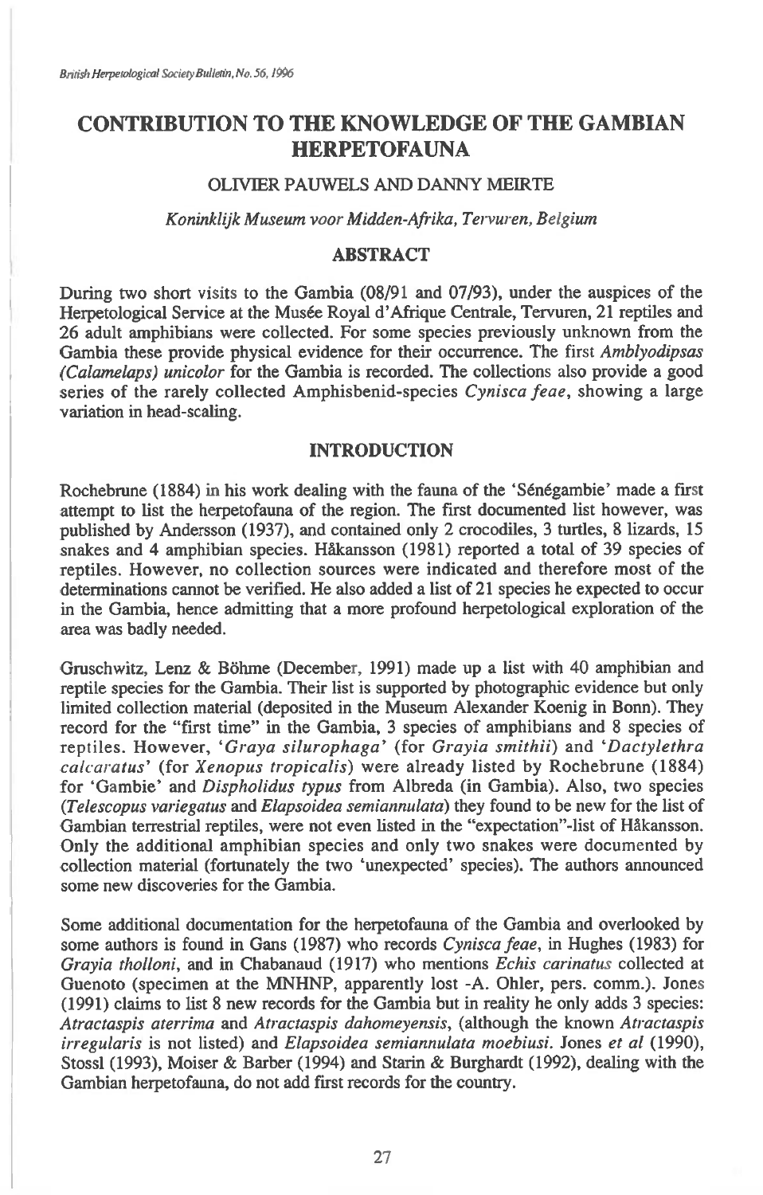# CONTRIBUTION TO THE KNOWLEDGE OF THE GAMBIAN HERPETOFAUNA

OLIVIER PAUWELS AND DANNY MEIRTE

*Koninklijk Museum voor Midden-Afrika, Tervuren, Belgium*

## ABSTRACT

During two short visits to the Gambia (08/91 and 07/93), under the auspices of the Herpetological Service at the Musée Royal d'Afrique Centrale, Tervuren, 21 reptiles and 26 adult amphibians were collected. For some species previously unknown from the Gambia these provide physical evidence for their occurrence. The first *Amblyodipsas (Calamelaps) unicolor* for the Gambia is recorded. The collections also provide a good series of the rarely collected Amphisbenid-species *Cynisca feae*, showing a large variation in head-scaling.

## INTRODUCTION

Rochebrune (1884) in his work dealing with the fauna of the 'Sénégambie' made a first attempt to list the herpetofauna of the region. The first documented list however, was published by Andersson (1937), and contained only 2 crocodiles, 3 turtles, 8 lizards, 15 snakes and 4 amphibian species. Håkansson (1981) reported a total of 39 species of reptiles. However, no collection sources were indicated and therefore most of the determinations cannot be verified. He also added a list of 21 species he expected to occur in the Gambia, hence admitting that a more profound herpetological exploration of the area was badly needed.

Gruschwitz, Lenz & Böhme (December, 1991) made up a list with 40 amphibian and reptile species for the Gambia. Their list is supported by photographic evidence but only limited collection material (deposited in the Museum Alexander Koenig in Bonn). They record for the "first time" in the Gambia, 3 species of amphibians and 8 species of reptiles. However, '*Graya silurophaga*' (for *Grayia smithii*) and '*Dactylethra calcaratus*' (for *Xenopus tropicalis*) were already listed by Rochebrune (1884) for 'Gambie' and *Dispholidus typus* from Albreda (in Gambia). Also, two species (*Telescopus variegatus* and *Elapsoidea semiannulata*) they found to be new for the list of Gambian terrestrial reptiles, were not even listed in the "expectation"-list of Håkansson. Only the additional amphibian species and only two snakes were documented by collection material (fortunately the two 'unexpected' species). The authors announced some new discoveries for the Gambia.

Some additional documentation for the herpetofauna of the Gambia and overlooked by some authors is found in Gans (1987) who records *Cynisca feae*, in Hughes (1983) for *Grayia tholloni*, and in Chabanaud (1917) who mentions *Echis carinatus* collected at Guenoto (specimen at the MNHNP, apparently lost -A. Ohler, pers. comm.). Jones (1991) claims to list 8 new records for the Gambia but in reality he only adds 3 species: *Atractaspis aterrima* and *Atractaspis dahomeyensis*, (although the known *Atractaspis irregularis* is not listed) and *Elapsoidea semiannulata moebiusi*. Jones *et al* (1990), Stossl (1993), Moiser & Barber (1994) and Starin & Burghardt (1992), dealing with the Gambian herpetofauna, do not add first records for the country.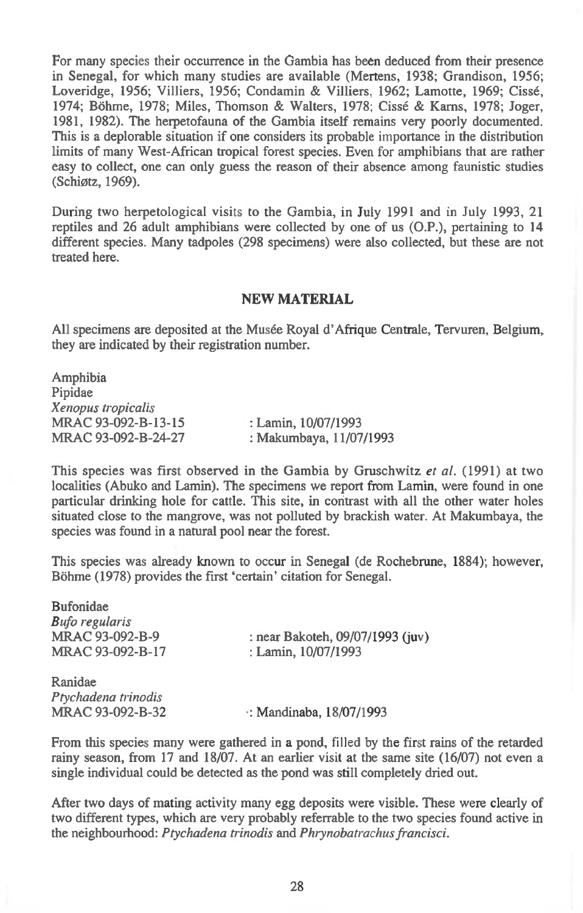For many species their occurrence in the Gambia has been deduced from their presence in Senegal, for which many studies are available (Mertens, 1938; Grandison, 1956; Loveridge, 1956; Villiers, 1956; Condamin & Villiers, 1962; Lamotte, 1969; Cissé, 1974; Böhme, 1978; Miles, Thomson & Walters, 1978; Cissé & Karns, 1978; Joger, 1981, 1982). The herpetofauna of the Gambia itself remains very poorly documented. This is a deplorable situation if one considers its probable importance in the distribution limits of many West-African tropical forest species. Even for amphibians that are rather easy to collect, one can only guess the reason of their absence among faunistic studies (Schiøtz, 1969).

During two herpetological visits to the Gambia, in July 1991 and in July 1993, 21 reptiles and 26 adult amphibians were collected by one of us (O.P.), pertaining to 14 different species. Many tadpoles (298 specimens) were also collected, but these are not treated here.

## NEW MATERIAL

All specimens are deposited at the Musée Royal d'Afrique Centrale, Tervuren, Belgium, they are indicated by their registration number.

Amphibia
Pipidae
*Xenopus tropicalis*
MRAC 93-092-B-13-15 : Lamin, 10/07/1993
MRAC 93-092-B-24-27 : Makumbaya, 11/07/1993

This species was first observed in the Gambia by Gruschwitz *et al.* (1991) at two localities (Abuko and Lamin). The specimens we report from Lamin, were found in one particular drinking hole for cattle. This site, in contrast with all the other water holes situated close to the mangrove, was not polluted by brackish water. At Makumbaya, the species was found in a natural pool near the forest.

This species was already known to occur in Senegal (de Rochebrune, 1884); however, Böhme (1978) provides the first 'certain' citation for Senegal.

Bufonidae
*Bufo regularis*
MRAC 93-092-B-9 : near Bakoteh, 09/07/1993 (juv)
MRAC 93-092-B-17 : Lamin, 10/07/1993

Ranidae
*Ptychadena trinodis*
MRAC 93-092-B-32 : Mandinaba, 18/07/1993

From this species many were gathered in a pond, filled by the first rains of the retarded rainy season, from 17 and 18/07. At an earlier visit at the same site (16/07) not even a single individual could be detected as the pond was still completely dried out.

After two days of mating activity many egg deposits were visible. These were clearly of two different types, which are very probably referrable to the two species found active in the neighbourhood: *Ptychadena trinodis* and *Phrynobatrachus francisci*.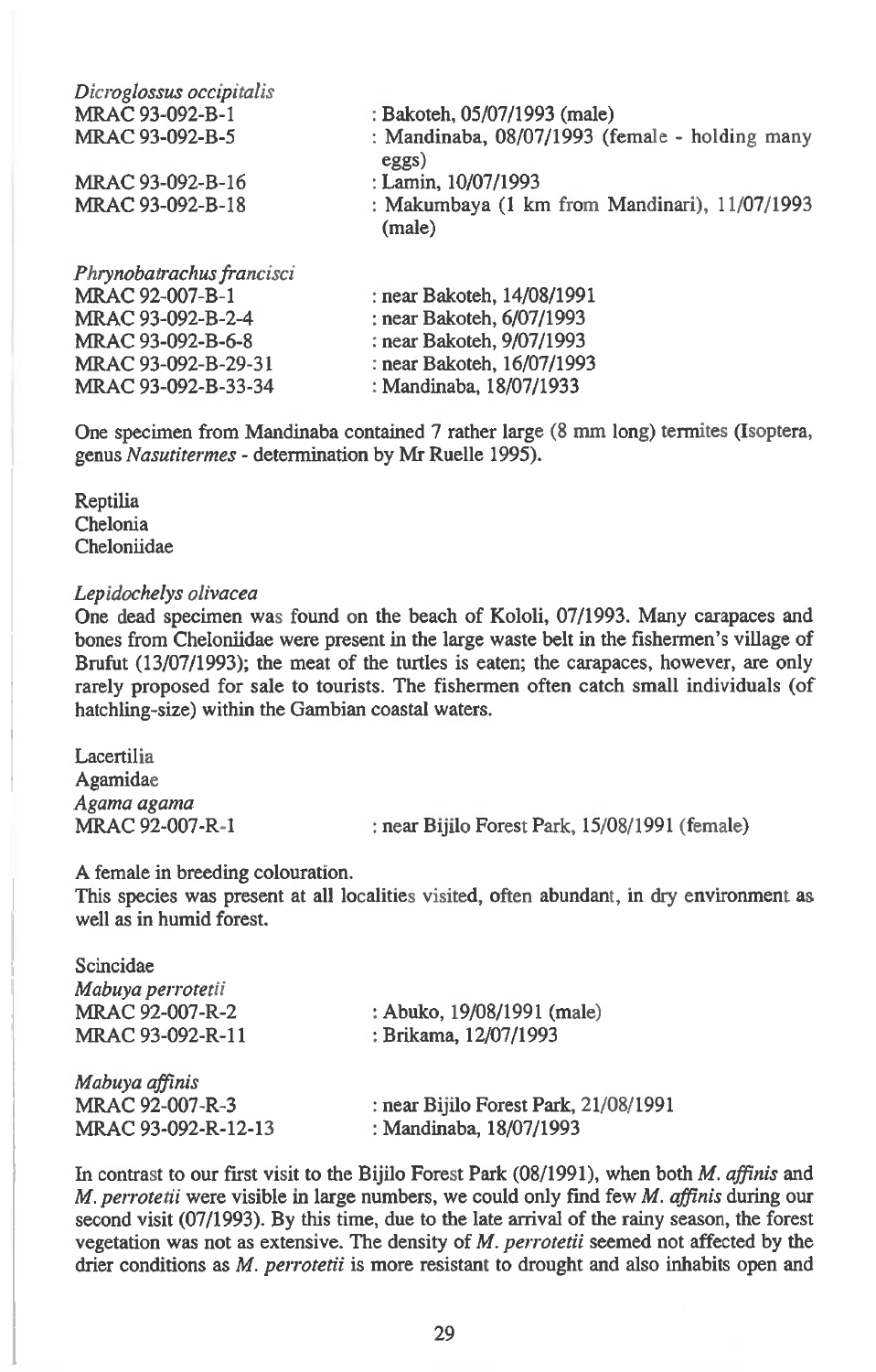*Dicroglossus occipitalis*

MRAC 93-092-B-1 : Bakoteh, 05/07/1993 (male)
MRAC 93-092-B-5 : Mandinaba, 08/07/1993 (female - holding many eggs)
MRAC 93-092-B-16 : Lamin, 10/07/1993
MRAC 93-092-B-18 : Makumbaya (1 km from Mandinari), 11/07/1993 (male)

*Phrynobatrachus francisci*

MRAC 92-007-B-1 : near Bakoteh, 14/08/1991
MRAC 93-092-B-2-4 : near Bakoteh, 6/07/1993
MRAC 93-092-B-6-8 : near Bakoteh, 9/07/1993
MRAC 93-092-B-29-31 : near Bakoteh, 16/07/1993
MRAC 93-092-B-33-34 : Mandinaba, 18/07/1933

One specimen from Mandinaba contained 7 rather large (8 mm long) termites (Isoptera, genus *Nasutitermes* - determination by Mr Ruelle 1995).

Reptilia
Chelonia
Cheloniidae

*Lepidochelys olivacea*

One dead specimen was found on the beach of Kololi, 07/1993. Many carapaces and bones from Cheloniidae were present in the large waste belt in the fishermen's village of Brufut (13/07/1993); the meat of the turtles is eaten; the carapaces, however, are only rarely proposed for sale to tourists. The fishermen often catch small individuals (of hatchling-size) within the Gambian coastal waters.

Lacertilia
Agamidae
*Agama agama*

MRAC 92-007-R-1 : near Bijilo Forest Park, 15/08/1991 (female)

A female in breeding colouration.
This species was present at all localities visited, often abundant, in dry environment as well as in humid forest.

Scincidae
*Mabuya perrotetii*

MRAC 92-007-R-2 : Abuko, 19/08/1991 (male)
MRAC 93-092-R-11 : Brikama, 12/07/1993

*Mabuya affinis*

MRAC 92-007-R-3 : near Bijilo Forest Park, 21/08/1991
MRAC 93-092-R-12-13 : Mandinaba, 18/07/1993

In contrast to our first visit to the Bijilo Forest Park (08/1991), when both *M. affinis* and *M. perrotetii* were visible in large numbers, we could only find few *M. affinis* during our second visit (07/1993). By this time, due to the late arrival of the rainy season, the forest vegetation was not as extensive. The density of *M. perrotetii* seemed not affected by the drier conditions as *M. perrotetii* is more resistant to drought and also inhabits open and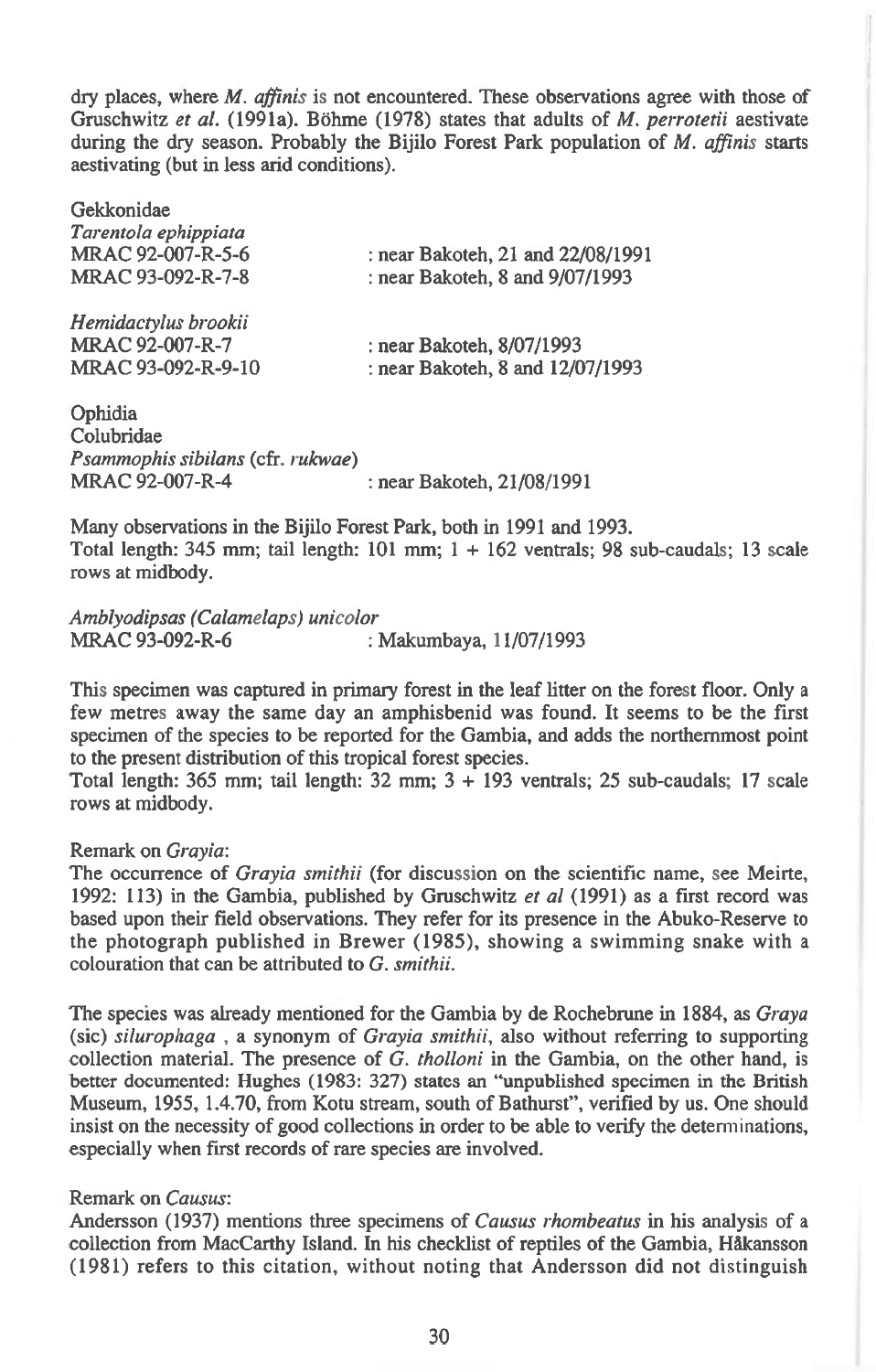dry places, where *M. affinis* is not encountered. These observations agree with those of Gruschwitz *et al.* (1991a). Böhme (1978) states that adults of *M. perrotetii* aestivate during the dry season. Probably the Bijilo Forest Park population of *M. affinis* starts aestivating (but in less arid conditions).

Gekkonidae

*Tarentola ephippiata*

MRAC 92-007-R-5-6 : near Bakoteh, 21 and 22/08/1991

MRAC 93-092-R-7-8 : near Bakoteh, 8 and 9/07/1993

*Hemidactylus brookii*

MRAC 92-007-R-7 : near Bakoteh, 8/07/1993

MRAC 93-092-R-9-10 : near Bakoteh, 8 and 12/07/1993

Ophidia

Colubridae

*Psammophis sibilans* (cfr. *rukwae*)

MRAC 92-007-R-4 : near Bakoteh, 21/08/1991

Many observations in the Bijilo Forest Park, both in 1991 and 1993.
Total length: 345 mm; tail length: 101 mm; 1 + 162 ventrals; 98 sub-caudals; 13 scale rows at midbody.

*Amblyodipsas (Calamelaps) unicolor*

MRAC 93-092-R-6 : Makumbaya, 11/07/1993

This specimen was captured in primary forest in the leaf litter on the forest floor. Only a few metres away the same day an amphisbenid was found. It seems to be the first specimen of the species to be reported for the Gambia, and adds the northernmost point to the present distribution of this tropical forest species.
Total length: 365 mm; tail length: 32 mm; 3 + 193 ventrals; 25 sub-caudals; 17 scale rows at midbody.

Remark on *Grayia*:
The occurrence of *Grayia smithii* (for discussion on the scientific name, see Meirte, 1992: 113) in the Gambia, published by Gruschwitz *et al* (1991) as a first record was based upon their field observations. They refer for its presence in the Abuko-Reserve to the photograph published in Brewer (1985), showing a swimming snake with a colouration that can be attributed to *G. smithii*.

The species was already mentioned for the Gambia by de Rochebrune in 1884, as *Graya* (sic) *silurophaga* , a synonym of *Grayia smithii*, also without referring to supporting collection material. The presence of *G. tholloni* in the Gambia, on the other hand, is better documented: Hughes (1983: 327) states an "unpublished specimen in the British Museum, 1955, 1.4.70, from Kotu stream, south of Bathurst", verified by us. One should insist on the necessity of good collections in order to be able to verify the determinations, especially when first records of rare species are involved.

Remark on *Causus*:
Andersson (1937) mentions three specimens of *Causus rhombeatus* in his analysis of a collection from MacCarthy Island. In his checklist of reptiles of the Gambia, Håkansson (1981) refers to this citation, without noting that Andersson did not distinguish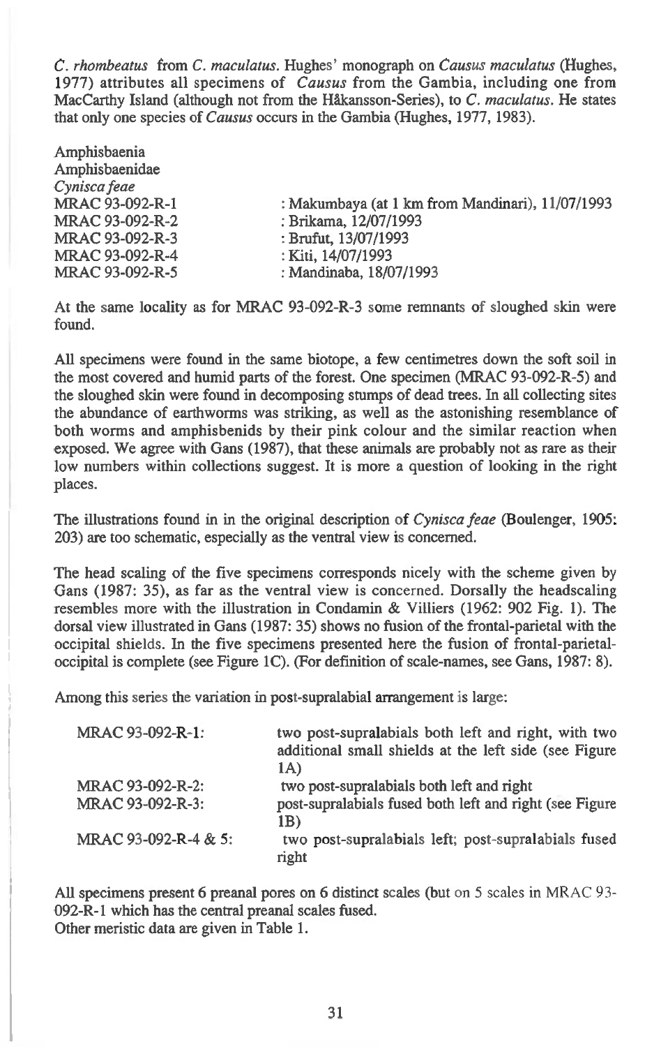*C. rhombeatus* from *C. maculatus*. Hughes' monograph on *Causus maculatus* (Hughes, 1977) attributes all specimens of *Causus* from the Gambia, including one from MacCarthy Island (although not from the Håkansson-Series), to *C. maculatus*. He states that only one species of *Causus* occurs in the Gambia (Hughes, 1977, 1983).

Amphisbaenia
Amphisbaenidae
*Cynisca feae*

| | |
|---|---|
| MRAC 93-092-R-1 | : Makumbaya (at 1 km from Mandinari), 11/07/1993 |
| MRAC 93-092-R-2 | : Brikama, 12/07/1993 |
| MRAC 93-092-R-3 | : Brufut, 13/07/1993 |
| MRAC 93-092-R-4 | : Kiti, 14/07/1993 |
| MRAC 93-092-R-5 | : Mandinaba, 18/07/1993 |

At the same locality as for MRAC 93-092-R-3 some remnants of sloughed skin were found.

All specimens were found in the same biotope, a few centimetres down the soft soil in the most covered and humid parts of the forest. One specimen (MRAC 93-092-R-5) and the sloughed skin were found in decomposing stumps of dead trees. In all collecting sites the abundance of earthworms was striking, as well as the astonishing resemblance of both worms and amphisbenids by their pink colour and the similar reaction when exposed. We agree with Gans (1987), that these animals are probably not as rare as their low numbers within collections suggest. It is more a question of looking in the right places.

The illustrations found in in the original description of *Cynisca feae* (Boulenger, 1905: 203) are too schematic, especially as the ventral view is concerned.

The head scaling of the five specimens corresponds nicely with the scheme given by Gans (1987: 35), as far as the ventral view is concerned. Dorsally the headscaling resembles more with the illustration in Condamin & Villiers (1962: 902 Fig. 1). The dorsal view illustrated in Gans (1987: 35) shows no fusion of the frontal-parietal with the occipital shields. In the five specimens presented here the fusion of frontal-parietal-occipital is complete (see Figure 1C). (For definition of scale-names, see Gans, 1987: 8).

Among this series the variation in post-supralabial arrangement is large:

| | |
|---|---|
| MRAC 93-092-R-1: | two post-supralabials both left and right, with two additional small shields at the left side (see Figure 1A) |
| MRAC 93-092-R-2: | two post-supralabials both left and right |
| MRAC 93-092-R-3: | post-supralabials fused both left and right (see Figure 1B) |
| MRAC 93-092-R-4 & 5: | two post-supralabials left; post-supralabials fused right |

All specimens present 6 preanal pores on 6 distinct scales (but on 5 scales in MRAC 93-092-R-1 which has the central preanal scales fused.
Other meristic data are given in Table 1.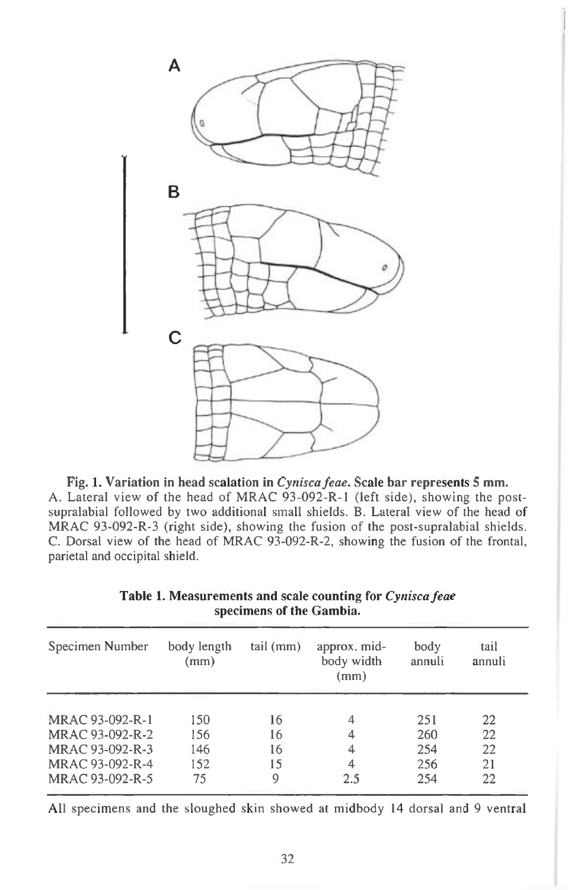**Fig. 1. Variation in head scalation in *Cynisca feae*. Scale bar represents 5 mm.**
A. Lateral view of the head of MRAC 93-092-R-1 (left side), showing the post-supralabial followed by two additional small shields. B. Lateral view of the head of MRAC 93-092-R-3 (right side), showing the fusion of the post-supralabial shields. C. Dorsal view of the head of MRAC 93-092-R-2, showing the fusion of the frontal, parietal and occipital shield.

**Table 1. Measurements and scale counting for *Cynisca feae* specimens of the Gambia.**

| Specimen Number | body length (mm) | tail (mm) | approx. mid-body width (mm) | body annuli | tail annuli |
|---|---|---|---|---|---|
| MRAC 93-092-R-1 | 150 | 16 | 4 | 251 | 22 |
| MRAC 93-092-R-2 | 156 | 16 | 4 | 260 | 22 |
| MRAC 93-092-R-3 | 146 | 16 | 4 | 254 | 22 |
| MRAC 93-092-R-4 | 152 | 15 | 4 | 256 | 21 |
| MRAC 93-092-R-5 | 75 | 9 | 2.5 | 254 | 22 |

All specimens and the sloughed skin showed at midbody 14 dorsal and 9 ventral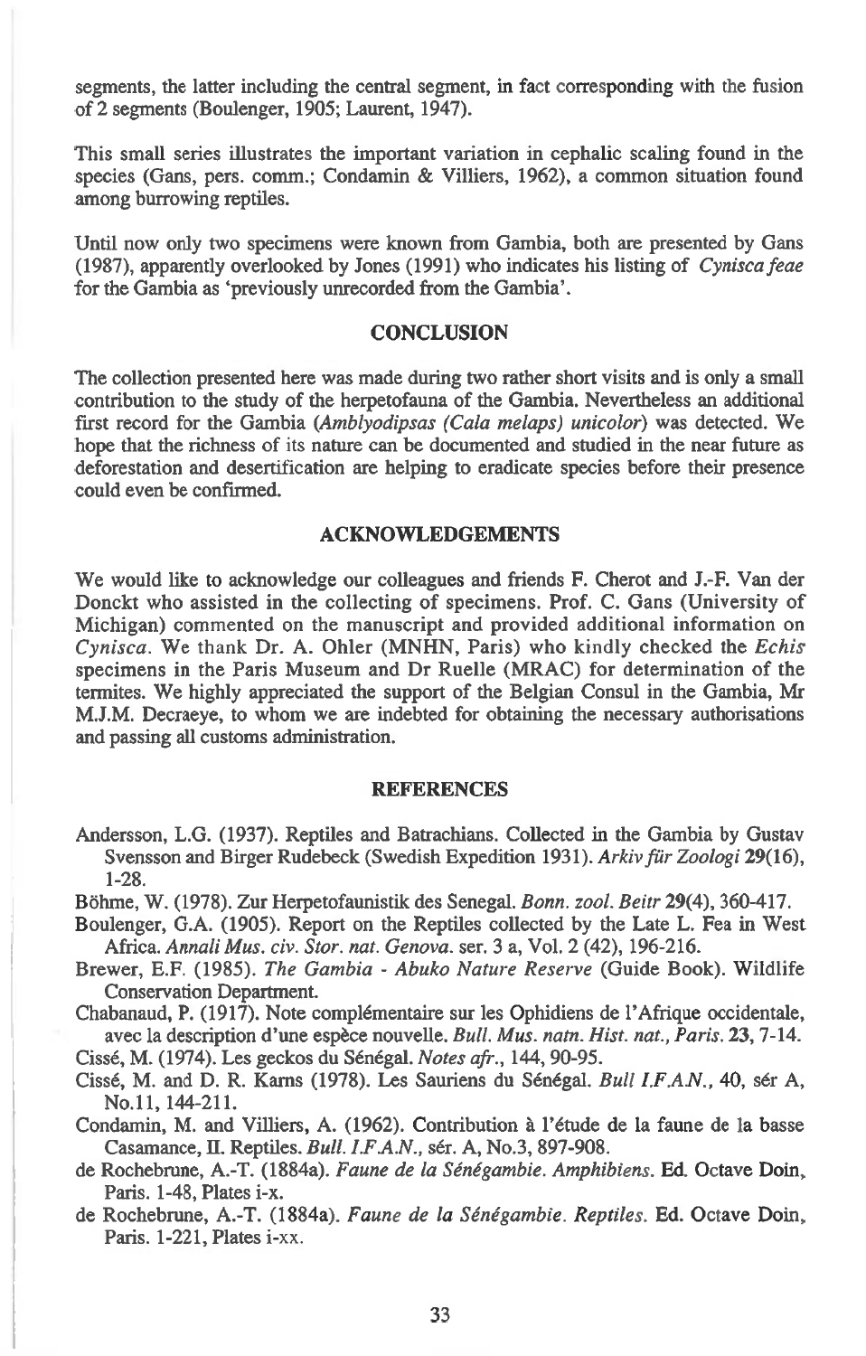segments, the latter including the central segment, in fact corresponding with the fusion of 2 segments (Boulenger, 1905; Laurent, 1947).

This small series illustrates the important variation in cephalic scaling found in the species (Gans, pers. comm.; Condamin & Villiers, 1962), a common situation found among burrowing reptiles.

Until now only two specimens were known from Gambia, both are presented by Gans (1987), apparently overlooked by Jones (1991) who indicates his listing of *Cynisca feae* for the Gambia as 'previously unrecorded from the Gambia'.

## CONCLUSION

The collection presented here was made during two rather short visits and is only a small contribution to the study of the herpetofauna of the Gambia. Nevertheless an additional first record for the Gambia (*Amblyodipsas (Cala melaps) unicolor*) was detected. We hope that the richness of its nature can be documented and studied in the near future as deforestation and desertification are helping to eradicate species before their presence could even be confirmed.

## ACKNOWLEDGEMENTS

We would like to acknowledge our colleagues and friends F. Cherot and J.-F. Van der Donckt who assisted in the collecting of specimens. Prof. C. Gans (University of Michigan) commented on the manuscript and provided additional information on *Cynisca*. We thank Dr. A. Ohler (MNHN, Paris) who kindly checked the *Echis* specimens in the Paris Museum and Dr Ruelle (MRAC) for determination of the termites. We highly appreciated the support of the Belgian Consul in the Gambia, Mr M.J.M. Decraeye, to whom we are indebted for obtaining the necessary authorisations and passing all customs administration.

## REFERENCES

Andersson, L.G. (1937). Reptiles and Batrachians. Collected in the Gambia by Gustav Svensson and Birger Rudebeck (Swedish Expedition 1931). *Arkiv für Zoologi* **29**(16), 1-28.

Böhme, W. (1978). Zur Herpetofaunistik des Senegal. *Bonn. zool. Beitr* **29**(4), 360-417.

Boulenger, G.A. (1905). Report on the Reptiles collected by the Late L. Fea in West Africa. *Annali Mus. civ. Stor. nat. Genova*. ser. 3 a, Vol. 2 (42), 196-216.

Brewer, E.F. (1985). *The Gambia - Abuko Nature Reserve* (Guide Book). Wildlife Conservation Department.

Chabanaud, P. (1917). Note complémentaire sur les Ophidiens de l'Afrique occidentale, avec la description d'une espèce nouvelle. *Bull. Mus. natn. Hist. nat., Paris*. **23**, 7-14.

Cissé, M. (1974). Les geckos du Sénégal. *Notes afr.*, 144, 90-95.

Cissé, M. and D. R. Karns (1978). Les Sauriens du Sénégal. *Bull I.F.A.N.*, 40, sér A, No.11, 144-211.

Condamin, M. and Villiers, A. (1962). Contribution à l'étude de la faune de la basse Casamance, II. Reptiles. *Bull. I.F.A.N.*, sér. A, No.3, 897-908.

de Rochebrune, A.-T. (1884a). *Faune de la Sénégambie. Amphibiens*. Ed. Octave Doin, Paris. 1-48, Plates i-x.

de Rochebrune, A.-T. (1884a). *Faune de la Sénégambie. Reptiles*. Ed. Octave Doin, Paris. 1-221, Plates i-xx.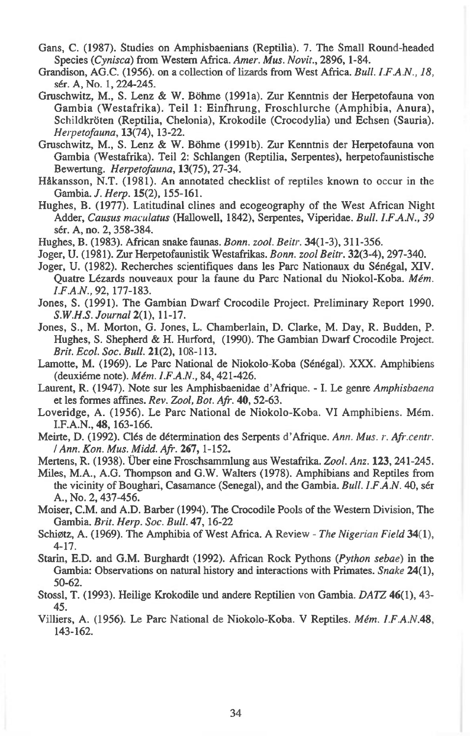Gans, C. (1987). Studies on Amphisbaenians (Reptilia). 7. The Small Round-headed Species (*Cynisca*) from Western Africa. *Amer. Mus. Novit.*, **2896**, 1-84.

Grandison, AG.C. (1956). on a collection of lizards from West Africa. *Bull. I.F.A.N.*, *18*, sér. A, No. 1, 224-245.

Gruschwitz, M., S. Lenz & W. Böhme (1991a). Zur Kenntnis der Herpetofauna von Gambia (Westafrika). Teil 1: Einfhrung, Froschlurche (Amphibia, Anura), Schildkröten (Reptilia, Chelonia), Krokodile (Crocodylia) und Echsen (Sauria). *Herpetofauna*, **13**(74), 13-22.

Gruschwitz, M., S. Lenz & W. Böhme (1991b). Zur Kenntnis der Herpetofauna von Gambia (Westafrika). Teil 2: Schlangen (Reptilia, Serpentes), herpetofaunistische Bewertung. *Herpetofauna*, **13**(75), 27-34.

Håkansson, N.T. (1981). An annotated checklist of reptiles known to occur in the Gambia. *J. Herp.* **15**(2), 155-161.

Hughes, B. (1977). Latitudinal clines and ecogeography of the West African Night Adder, *Causus maculatus* (Hallowell, 1842), Serpentes, Viperidae. *Bull. I.F.A.N.*, *39* sér. A, no. 2, 358-384.

Hughes, B. (1983). African snake faunas. *Bonn. zool. Beitr.* **34**(1-3), 311-356.

Joger, U. (1981). Zur Herpetofaunistik Westafrikas. *Bonn. zool Beitr.* **32**(3-4), 297-340.

Joger, U. (1982). Recherches scientifiques dans les Parc Nationaux du Sénégal, XIV. Quatre Lézards nouveaux pour la faune du Parc National du Niokol-Koba. *Mém. I.F.A.N.*, 92, 177-183.

Jones, S. (1991). The Gambian Dwarf Crocodile Project. Preliminary Report 1990. *S.W.H.S. Journal* **2**(1), 11-17.

Jones, S., M. Morton, G. Jones, L. Chamberlain, D. Clarke, M. Day, R. Budden, P. Hughes, S. Shepherd & H. Hurford, (1990). The Gambian Dwarf Crocodile Project. *Brit. Ecol. Soc. Bull.* **21**(2), 108-113.

Lamotte, M. (1969). Le Parc National de Niokolo-Koba (Sénégal). XXX. Amphibiens (deuxiéme note). *Mém. I.F.A.N.*, 84, 421-426.

Laurent, R. (1947). Note sur les Amphisbaenidae d'Afrique. - I. Le genre *Amphisbaena* et les formes affines. *Rev. Zool, Bot. Afr.* **40**, 52-63.

Loveridge, A. (1956). Le Parc National de Niokolo-Koba. VI Amphibiens. Mém. I.F.A.N., **48**, 163-166.

Meirte, D. (1992). Clés de détermination des Serpents d'Afrique. *Ann. Mus. r. Afr.centr. / Ann. Kon. Mus. Midd. Afr.* **267**, 1-152.

Mertens, R. (1938). Über eine Froschsammlung aus Westafrika. *Zool. Anz.* **123**, 241-245.

Miles, M.A., A.G. Thompson and G.W. Walters (1978). Amphibians and Reptiles from the vicinity of Boughari, Casamance (Senegal), and the Gambia. *Bull. I.F.A.N.* 40, sér A., No. 2, 437-456.

Moiser, C.M. and A.D. Barber (1994). The Crocodile Pools of the Western Division, The Gambia. *Brit. Herp. Soc. Bull.* **47**, 16-22

Schiøtz, A. (1969). The Amphibia of West Africa. A Review - *The Nigerian Field* **34**(1), 4-17.

Starin, E.D. and G.M. Burghardt (1992). African Rock Pythons (*Python sebae*) in the Gambia: Observations on natural history and interactions with Primates. *Snake* **24**(1), 50-62.

Stossl, T. (1993). Heilige Krokodile und andere Reptilien von Gambia. *DATZ* **46**(1), 43-45.

Villiers, A. (1956). Le Parc National de Niokolo-Koba. V Reptiles. *Mém. I.F.A.N.***48**, 143-162.